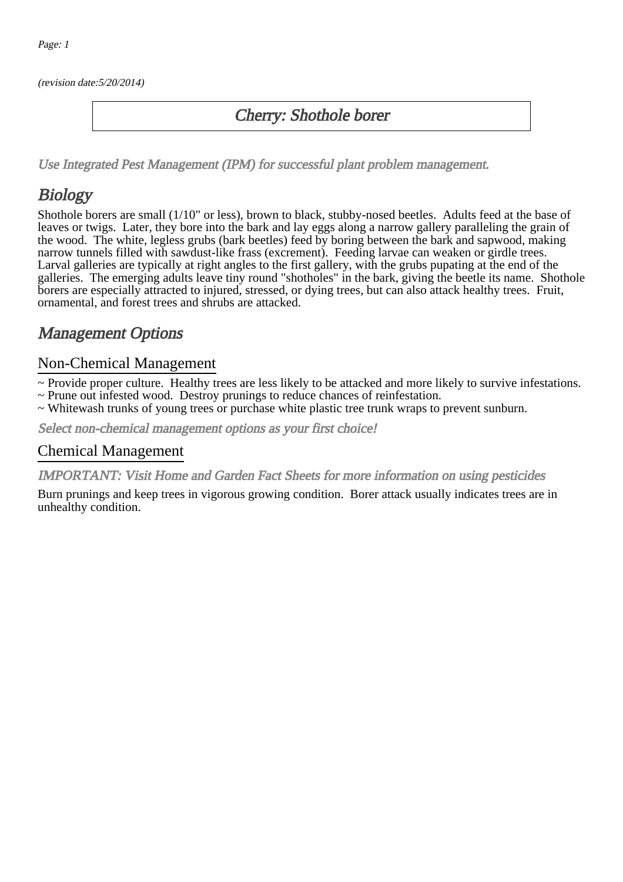(revision date:5/20/2014)

# Cherry: Shothole borer

*Use Integrated Pest Management (IPM) for successful plant problem management.*

## Biology

Shothole borers are small (1/10" or less), brown to black, stubby-nosed beetles. Adults feed at the base of leaves or twigs. Later, they bore into the bark and lay eggs along a narrow gallery paralleling the grain of the wood. The white, legless grubs (bark beetles) feed by boring between the bark and sapwood, making narrow tunnels filled with sawdust-like frass (excrement). Feeding larvae can weaken or girdle trees. Larval galleries are typically at right angles to the first gallery, with the grubs pupating at the end of the galleries. The emerging adults leave tiny round "shotholes" in the bark, giving the beetle its name. Shothole borers are especially attracted to injured, stressed, or dying trees, but can also attack healthy trees. Fruit, ornamental, and forest trees and shrubs are attacked.

## Management Options

### Non-Chemical Management

~ Provide proper culture. Healthy trees are less likely to be attacked and more likely to survive infestations.
~ Prune out infested wood. Destroy prunings to reduce chances of reinfestation.
~ Whitewash trunks of young trees or purchase white plastic tree trunk wraps to prevent sunburn.

*Select non-chemical management options as your first choice!*

### Chemical Management

*IMPORTANT: Visit Home and Garden Fact Sheets for more information on using pesticides*

Burn prunings and keep trees in vigorous growing condition. Borer attack usually indicates trees are in unhealthy condition.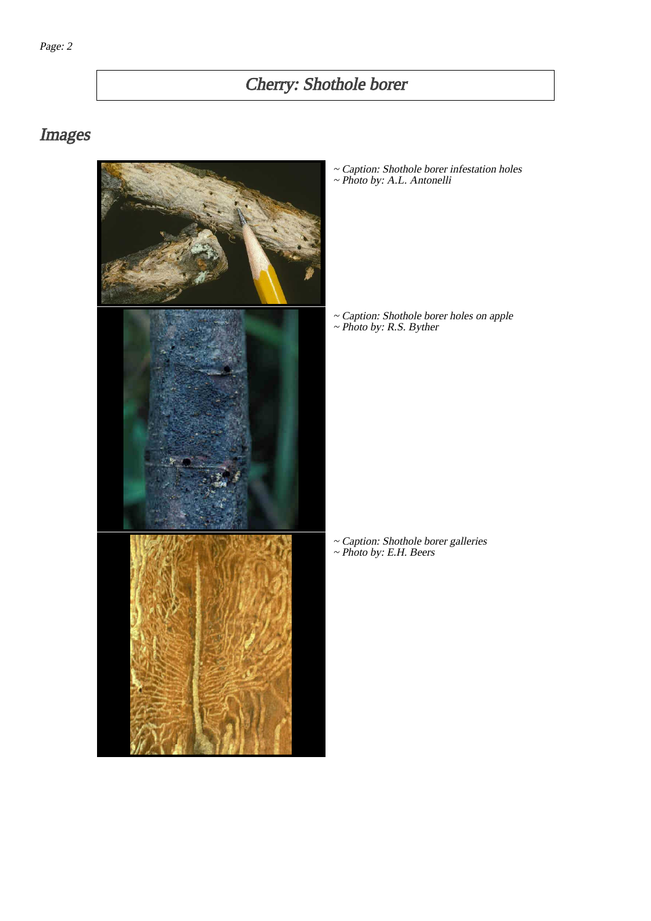# Cherry: Shothole borer

## Images

~ Caption: Shothole borer infestation holes
~ Photo by: A.L. Antonelli

~ Caption: Shothole borer holes on apple
~ Photo by: R.S. Byther

~ Caption: Shothole borer galleries
~ Photo by: E.H. Beers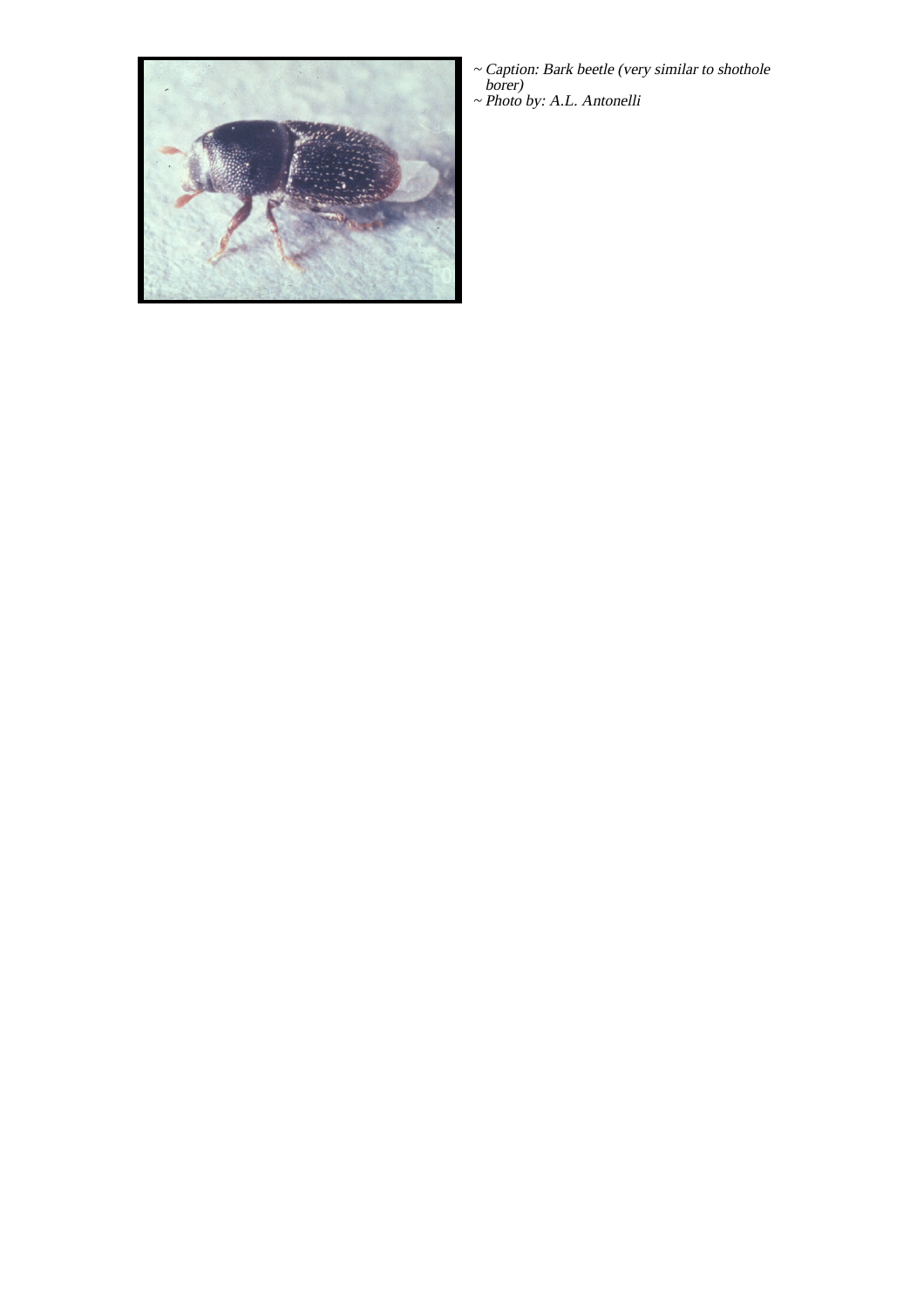~ *Caption: Bark beetle (very similar to shothole borer)*
~ *Photo by: A.L. Antonelli*